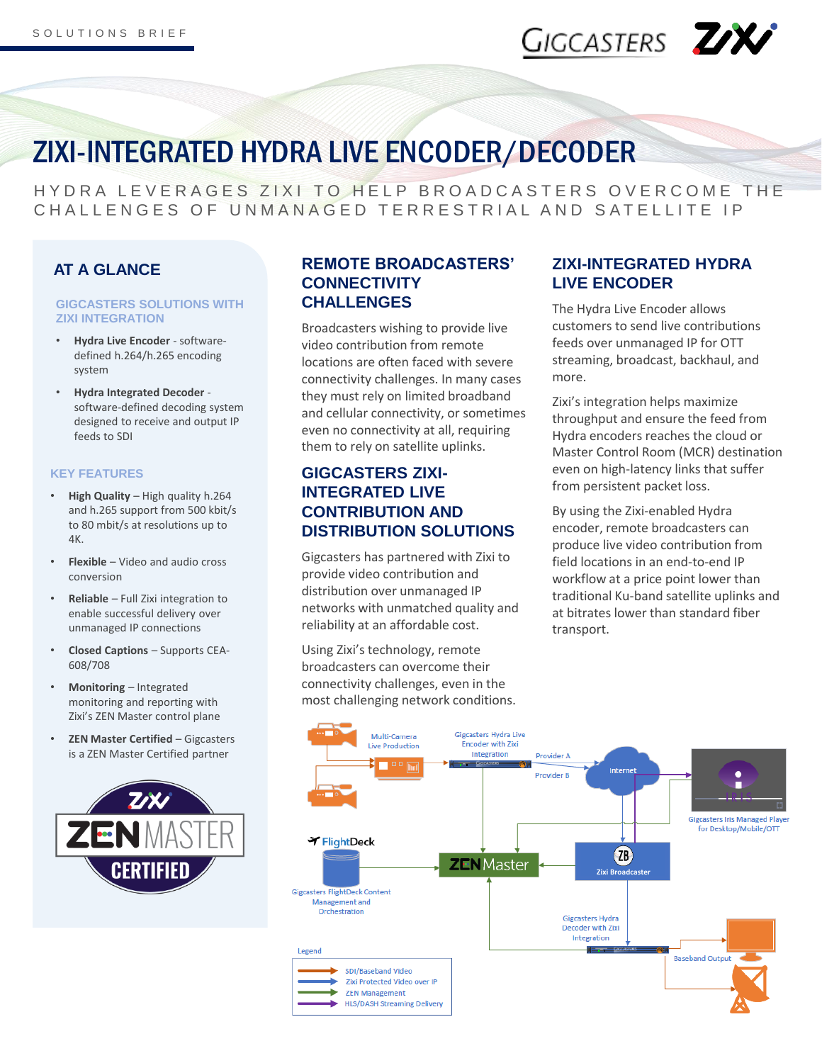SOLUTIONS BRIEF

# ZIXI-INTEGRATED HYDRA LIVE ENCODER/DECODER

HYDRA LEVERAGES ZIXI TO HELP BROADCASTERS OVERCOME THE CHALLENGES OF UNMANAGED TERRESTRIAL AND SATELLITE IP

## AT A GLANCE

### GIGCASTERS SOLUTIONS WITH ZIXI INTEGRATION

- **Hydra Live Encoder** - software-defined h.264/h.265 encoding system
- **Hydra Integrated Decoder** - software-defined decoding system designed to receive and output IP feeds to SDI

### KEY FEATURES

- **High Quality** – High quality h.264 and h.265 support from 500 kbit/s to 80 mbit/s at resolutions up to 4K.
- **Flexible** – Video and audio cross conversion
- **Reliable** – Full Zixi integration to enable successful delivery over unmanaged IP connections
- **Closed Captions** – Supports CEA-608/708
- **Monitoring** – Integrated monitoring and reporting with Zixi's ZEN Master control plane
- **ZEN Master Certified** – Gigcasters is a ZEN Master Certified partner

## REMOTE BROADCASTERS' CONNECTIVITY CHALLENGES

Broadcasters wishing to provide live video contribution from remote locations are often faced with severe connectivity challenges. In many cases they must rely on limited broadband and cellular connectivity, or sometimes even no connectivity at all, requiring them to rely on satellite uplinks.

## GIGCASTERS ZIXI-INTEGRATED LIVE CONTRIBUTION AND DISTRIBUTION SOLUTIONS

Gigcasters has partnered with Zixi to provide video contribution and distribution over unmanaged IP networks with unmatched quality and reliability at an affordable cost.

Using Zixi's technology, remote broadcasters can overcome their connectivity challenges, even in the most challenging network conditions.

## ZIXI-INTEGRATED HYDRA LIVE ENCODER

The Hydra Live Encoder allows customers to send live contributions feeds over unmanaged IP for OTT streaming, broadcast, backhaul, and more.

Zixi's integration helps maximize throughput and ensure the feed from Hydra encoders reaches the cloud or Master Control Room (MCR) destination even on high-latency links that suffer from persistent packet loss.

By using the Zixi-enabled Hydra encoder, remote broadcasters can produce live video contribution from field locations in an end-to-end IP workflow at a price point lower than traditional Ku-band satellite uplinks and at bitrates lower than standard fiber transport.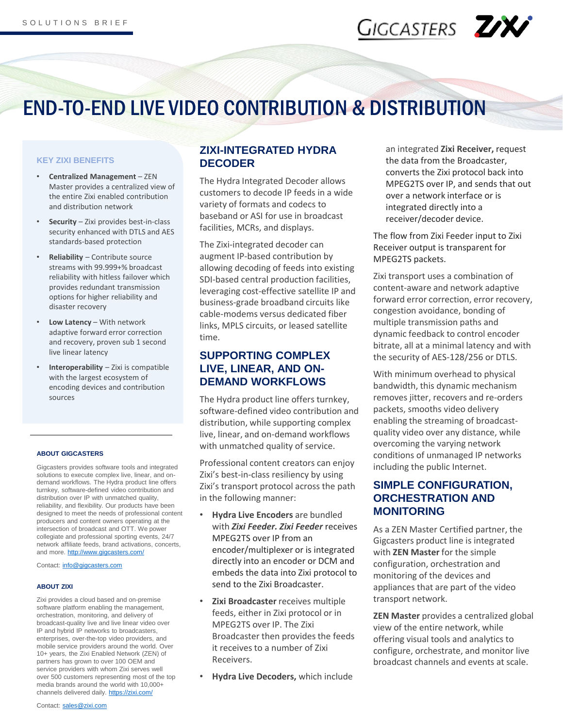SOLUTIONS BRIEF

# END-TO-END LIVE VIDEO CONTRIBUTION & DISTRIBUTION

### KEY ZIXI BENEFITS

- **Centralized Management** – ZEN Master provides a centralized view of the entire Zixi enabled contribution and distribution network
- **Security** – Zixi provides best-in-class security enhanced with DTLS and AES standards-based protection
- **Reliability** – Contribute source streams with 99.999+% broadcast reliability with hitless failover which provides redundant transmission options for higher reliability and disaster recovery
- **Low Latency** – With network adaptive forward error correction and recovery, proven sub 1 second live linear latency
- **Interoperability** – Zixi is compatible with the largest ecosystem of encoding devices and contribution sources

## ZIXI-INTEGRATED HYDRA DECODER

The Hydra Integrated Decoder allows customers to decode IP feeds in a wide variety of formats and codecs to baseband or ASI for use in broadcast facilities, MCRs, and displays.

The Zixi-integrated decoder can augment IP-based contribution by allowing decoding of feeds into existing SDI-based central production facilities, leveraging cost-effective satellite IP and business-grade broadband circuits like cable-modems versus dedicated fiber links, MPLS circuits, or leased satellite time.

## SUPPORTING COMPLEX LIVE, LINEAR, AND ON-DEMAND WORKFLOWS

The Hydra product line offers turnkey, software-defined video contribution and distribution, while supporting complex live, linear, and on-demand workflows with unmatched quality of service.

Professional content creators can enjoy Zixi's best-in-class resiliency by using Zixi's transport protocol across the path in the following manner:

- **Hydra Live Encoders** are bundled with ***Zixi Feeder. Zixi Feeder*** receives MPEG2TS over IP from an encoder/multiplexer or is integrated directly into an encoder or DCM and embeds the data into Zixi protocol to send to the Zixi Broadcaster.
- **Zixi Broadcaster** receives multiple feeds, either in Zixi protocol or in MPEG2TS over IP. The Zixi Broadcaster then provides the feeds it receives to a number of Zixi Receivers.
- **Hydra Live Decoders,** which include an integrated **Zixi Receiver,** request the data from the Broadcaster, converts the Zixi protocol back into MPEG2TS over IP, and sends that out over a network interface or is integrated directly into a receiver/decoder device.

The flow from Zixi Feeder input to Zixi Receiver output is transparent for MPEG2TS packets.

Zixi transport uses a combination of content-aware and network adaptive forward error correction, error recovery, congestion avoidance, bonding of multiple transmission paths and dynamic feedback to control encoder bitrate, all at a minimal latency and with the security of AES-128/256 or DTLS.

With minimum overhead to physical bandwidth, this dynamic mechanism removes jitter, recovers and re-orders packets, smooths video delivery enabling the streaming of broadcast-quality video over any distance, while overcoming the varying network conditions of unmanaged IP networks including the public Internet.

## SIMPLE CONFIGURATION, ORCHESTRATION AND MONITORING

As a ZEN Master Certified partner, the Gigcasters product line is integrated with **ZEN Master** for the simple configuration, orchestration and monitoring of the devices and appliances that are part of the video transport network.

**ZEN Master** provides a centralized global view of the entire network, while offering visual tools and analytics to configure, orchestrate, and monitor live broadcast channels and events at scale.

#### ABOUT GIGCASTERS

Gigcasters provides software tools and integrated solutions to execute complex live, linear, and on-demand workflows. The Hydra product line offers turnkey, software-defined video contribution and distribution over IP with unmatched quality, reliability, and flexibility. Our products have been designed to meet the needs of professional content producers and content owners operating at the intersection of broadcast and OTT. We power collegiate and professional sporting events, 24/7 network affiliate feeds, brand activations, concerts, and more. http://www.gigcasters.com/

Contact: info@gigcasters.com

#### ABOUT ZIXI

Zixi provides a cloud based and on-premise software platform enabling the management, orchestration, monitoring, and delivery of broadcast-quality live and live linear video over IP and hybrid IP networks to broadcasters, enterprises, over-the-top video providers, and mobile service providers around the world. Over 10+ years, the Zixi Enabled Network (ZEN) of partners has grown to over 100 OEM and service providers with whom Zixi serves well over 500 customers representing most of the top media brands around the world with 10,000+ channels delivered daily. https://zixi.com/

Contact: sales@zixi.com